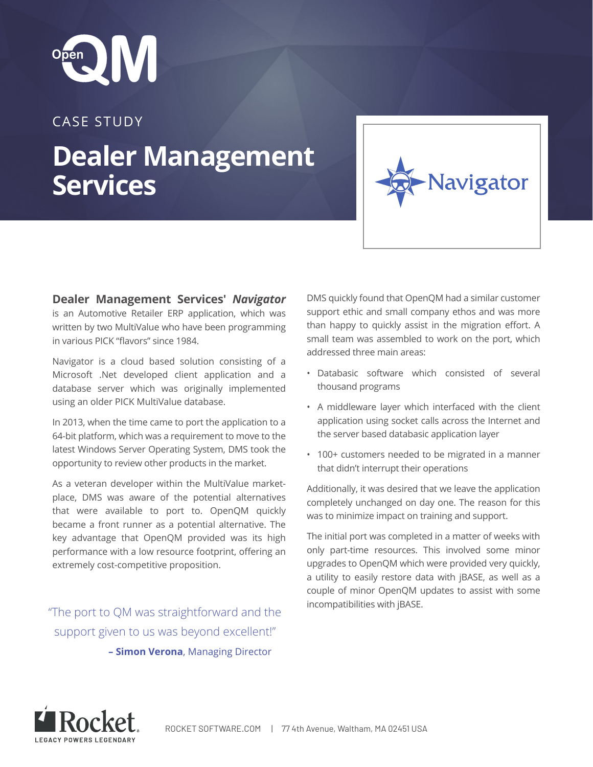OpenQM

CASE STUDY

# Dealer Management Services

Navigator

**Dealer Management Services' *Navigator*** is an Automotive Retailer ERP application, which was written by two MultiValue who have been programming in various PICK "flavors" since 1984.

Navigator is a cloud based solution consisting of a Microsoft .Net developed client application and a database server which was originally implemented using an older PICK MultiValue database.

In 2013, when the time came to port the application to a 64-bit platform, which was a requirement to move to the latest Windows Server Operating System, DMS took the opportunity to review other products in the market.

As a veteran developer within the MultiValue market-place, DMS was aware of the potential alternatives that were available to port to. OpenQM quickly became a front runner as a potential alternative. The key advantage that OpenQM provided was its high performance with a low resource footprint, offering an extremely cost-competitive proposition.

> "The port to QM was straightforward and the support given to us was beyond excellent!"
>
> – **Simon Verona**, Managing Director

DMS quickly found that OpenQM had a similar customer support ethic and small company ethos and was more than happy to quickly assist in the migration effort. A small team was assembled to work on the port, which addressed three main areas:

- Databasic software which consisted of several thousand programs
- A middleware layer which interfaced with the client application using socket calls across the Internet and the server based databasic application layer
- 100+ customers needed to be migrated in a manner that didn't interrupt their operations

Additionally, it was desired that we leave the application completely unchanged on day one. The reason for this was to minimize impact on training and support.

The initial port was completed in a matter of weeks with only part-time resources. This involved some minor upgrades to OpenQM which were provided very quickly, a utility to easily restore data with jBASE, as well as a couple of minor OpenQM updates to assist with some incompatibilities with jBASE.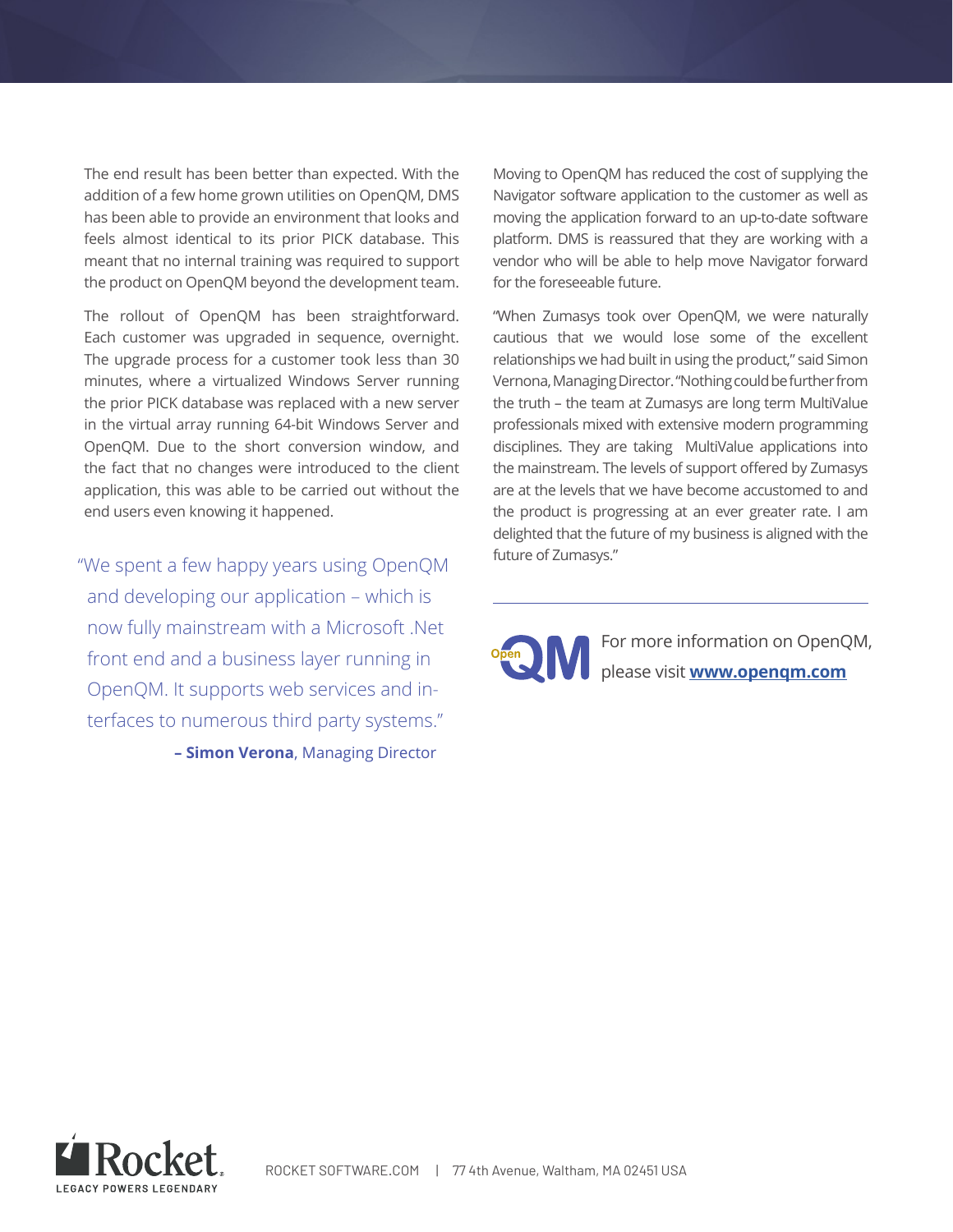The end result has been better than expected. With the addition of a few home grown utilities on OpenQM, DMS has been able to provide an environment that looks and feels almost identical to its prior PICK database. This meant that no internal training was required to support the product on OpenQM beyond the development team.

The rollout of OpenQM has been straightforward. Each customer was upgraded in sequence, overnight. The upgrade process for a customer took less than 30 minutes, where a virtualized Windows Server running the prior PICK database was replaced with a new server in the virtual array running 64-bit Windows Server and OpenQM. Due to the short conversion window, and the fact that no changes were introduced to the client application, this was able to be carried out without the end users even knowing it happened.

> "We spent a few happy years using OpenQM and developing our application – which is now fully mainstream with a Microsoft .Net front end and a business layer running in OpenQM. It supports web services and interfaces to numerous third party systems."
>
> – **Simon Verona**, Managing Director

Moving to OpenQM has reduced the cost of supplying the Navigator software application to the customer as well as moving the application forward to an up-to-date software platform. DMS is reassured that they are working with a vendor who will be able to help move Navigator forward for the foreseeable future.

"When Zumasys took over OpenQM, we were naturally cautious that we would lose some of the excellent relationships we had built in using the product," said Simon Vernona, Managing Director. "Nothing could be further from the truth – the team at Zumasys are long term MultiValue professionals mixed with extensive modern programming disciplines. They are taking MultiValue applications into the mainstream. The levels of support offered by Zumasys are at the levels that we have become accustomed to and the product is progressing at an ever greater rate. I am delighted that the future of my business is aligned with the future of Zumasys."

For more information on OpenQM, please visit **www.openqm.com**

ROCKET SOFTWARE.COM | 77 4th Avenue, Waltham, MA 02451 USA